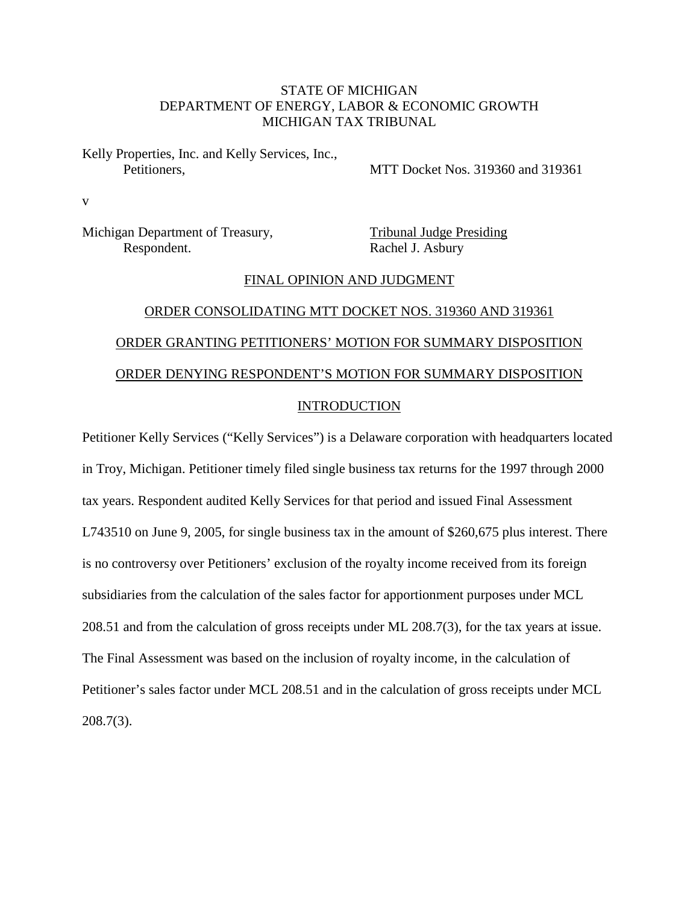STATE OF MICHIGAN
DEPARTMENT OF ENERGY, LABOR & ECONOMIC GROWTH
MICHIGAN TAX TRIBUNAL

Kelly Properties, Inc. and Kelly Services, Inc.,
Petitioners,

MTT Docket Nos. 319360 and 319361

v

Michigan Department of Treasury,
Respondent.

Tribunal Judge Presiding
Rachel J. Asbury

## FINAL OPINION AND JUDGMENT

## ORDER CONSOLIDATING MTT DOCKET NOS. 319360 AND 319361

## ORDER GRANTING PETITIONERS' MOTION FOR SUMMARY DISPOSITION

## ORDER DENYING RESPONDENT'S MOTION FOR SUMMARY DISPOSITION

## INTRODUCTION

Petitioner Kelly Services ("Kelly Services") is a Delaware corporation with headquarters located in Troy, Michigan. Petitioner timely filed single business tax returns for the 1997 through 2000 tax years. Respondent audited Kelly Services for that period and issued Final Assessment L743510 on June 9, 2005, for single business tax in the amount of $260,675 plus interest. There is no controversy over Petitioners' exclusion of the royalty income received from its foreign subsidiaries from the calculation of the sales factor for apportionment purposes under MCL 208.51 and from the calculation of gross receipts under ML 208.7(3), for the tax years at issue. The Final Assessment was based on the inclusion of royalty income, in the calculation of Petitioner's sales factor under MCL 208.51 and in the calculation of gross receipts under MCL 208.7(3).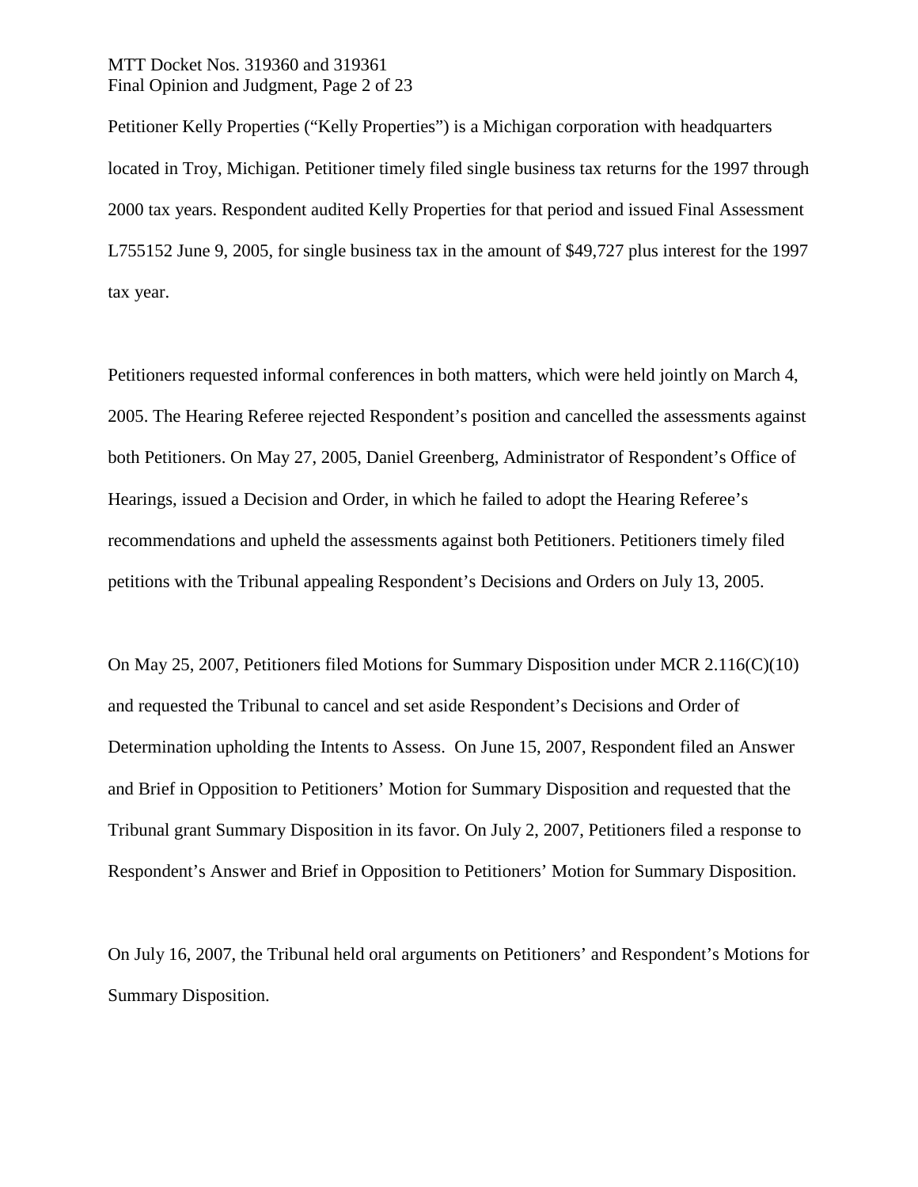Petitioner Kelly Properties ("Kelly Properties") is a Michigan corporation with headquarters located in Troy, Michigan. Petitioner timely filed single business tax returns for the 1997 through 2000 tax years. Respondent audited Kelly Properties for that period and issued Final Assessment L755152 June 9, 2005, for single business tax in the amount of $49,727 plus interest for the 1997 tax year.

Petitioners requested informal conferences in both matters, which were held jointly on March 4, 2005. The Hearing Referee rejected Respondent's position and cancelled the assessments against both Petitioners. On May 27, 2005, Daniel Greenberg, Administrator of Respondent's Office of Hearings, issued a Decision and Order, in which he failed to adopt the Hearing Referee's recommendations and upheld the assessments against both Petitioners. Petitioners timely filed petitions with the Tribunal appealing Respondent's Decisions and Orders on July 13, 2005.

On May 25, 2007, Petitioners filed Motions for Summary Disposition under MCR 2.116(C)(10) and requested the Tribunal to cancel and set aside Respondent's Decisions and Order of Determination upholding the Intents to Assess. On June 15, 2007, Respondent filed an Answer and Brief in Opposition to Petitioners' Motion for Summary Disposition and requested that the Tribunal grant Summary Disposition in its favor. On July 2, 2007, Petitioners filed a response to Respondent's Answer and Brief in Opposition to Petitioners' Motion for Summary Disposition.

On July 16, 2007, the Tribunal held oral arguments on Petitioners' and Respondent's Motions for Summary Disposition.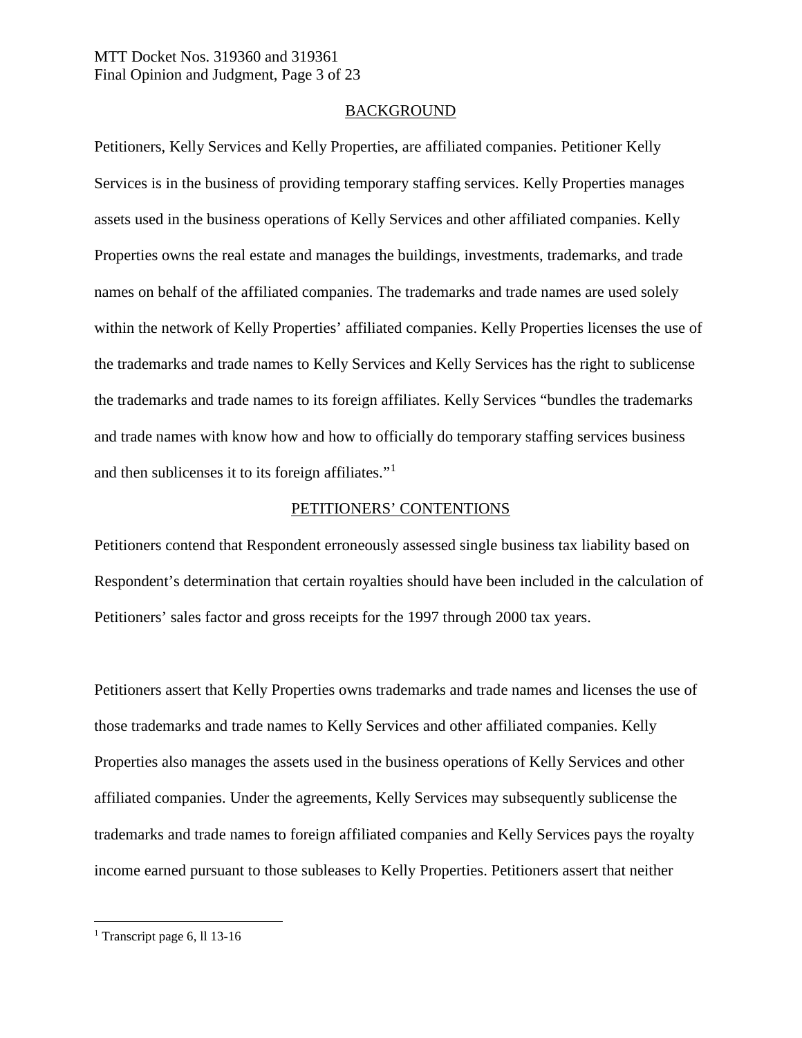## BACKGROUND

Petitioners, Kelly Services and Kelly Properties, are affiliated companies. Petitioner Kelly Services is in the business of providing temporary staffing services. Kelly Properties manages assets used in the business operations of Kelly Services and other affiliated companies. Kelly Properties owns the real estate and manages the buildings, investments, trademarks, and trade names on behalf of the affiliated companies. The trademarks and trade names are used solely within the network of Kelly Properties' affiliated companies. Kelly Properties licenses the use of the trademarks and trade names to Kelly Services and Kelly Services has the right to sublicense the trademarks and trade names to its foreign affiliates. Kelly Services "bundles the trademarks and trade names with know how and how to officially do temporary staffing services business and then sublicenses it to its foreign affiliates."[1]

## PETITIONERS' CONTENTIONS

Petitioners contend that Respondent erroneously assessed single business tax liability based on Respondent's determination that certain royalties should have been included in the calculation of Petitioners' sales factor and gross receipts for the 1997 through 2000 tax years.

Petitioners assert that Kelly Properties owns trademarks and trade names and licenses the use of those trademarks and trade names to Kelly Services and other affiliated companies. Kelly Properties also manages the assets used in the business operations of Kelly Services and other affiliated companies. Under the agreements, Kelly Services may subsequently sublicense the trademarks and trade names to foreign affiliated companies and Kelly Services pays the royalty income earned pursuant to those subleases to Kelly Properties. Petitioners assert that neither

---

[1] Transcript page 6, ll 13-16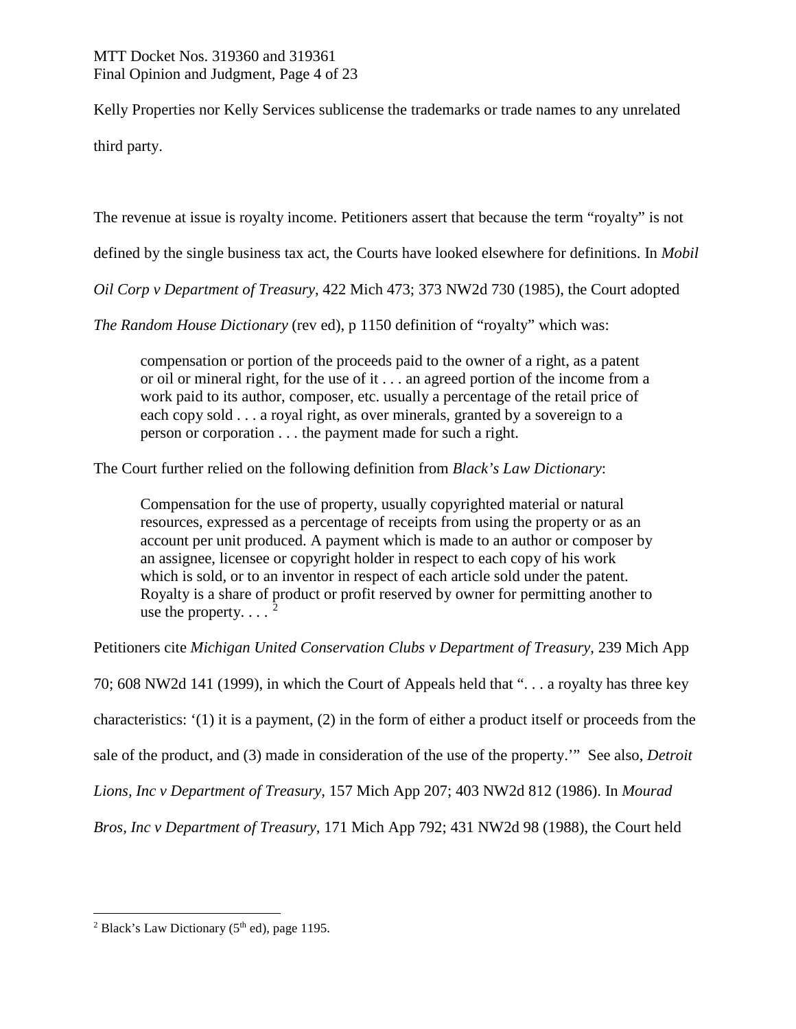Kelly Properties nor Kelly Services sublicense the trademarks or trade names to any unrelated third party.

The revenue at issue is royalty income. Petitioners assert that because the term "royalty" is not defined by the single business tax act, the Courts have looked elsewhere for definitions. In *Mobil Oil Corp v Department of Treasury*, 422 Mich 473; 373 NW2d 730 (1985), the Court adopted *The Random House Dictionary* (rev ed), p 1150 definition of "royalty" which was:

> compensation or portion of the proceeds paid to the owner of a right, as a patent or oil or mineral right, for the use of it . . . an agreed portion of the income from a work paid to its author, composer, etc. usually a percentage of the retail price of each copy sold . . . a royal right, as over minerals, granted by a sovereign to a person or corporation . . . the payment made for such a right.

The Court further relied on the following definition from *Black's Law Dictionary*:

> Compensation for the use of property, usually copyrighted material or natural resources, expressed as a percentage of receipts from using the property or as an account per unit produced. A payment which is made to an author or composer by an assignee, licensee or copyright holder in respect to each copy of his work which is sold, or to an inventor in respect of each article sold under the patent. Royalty is a share of product or profit reserved by owner for permitting another to use the property. . . . [2]

Petitioners cite *Michigan United Conservation Clubs v Department of Treasury*, 239 Mich App 70; 608 NW2d 141 (1999), in which the Court of Appeals held that ". . . a royalty has three key characteristics: '(1) it is a payment, (2) in the form of either a product itself or proceeds from the sale of the product, and (3) made in consideration of the use of the property.'" See also, *Detroit Lions, Inc v Department of Treasury*, 157 Mich App 207; 403 NW2d 812 (1986). In *Mourad Bros, Inc v Department of Treasury*, 171 Mich App 792; 431 NW2d 98 (1988), the Court held

---

[2] Black's Law Dictionary (5th ed), page 1195.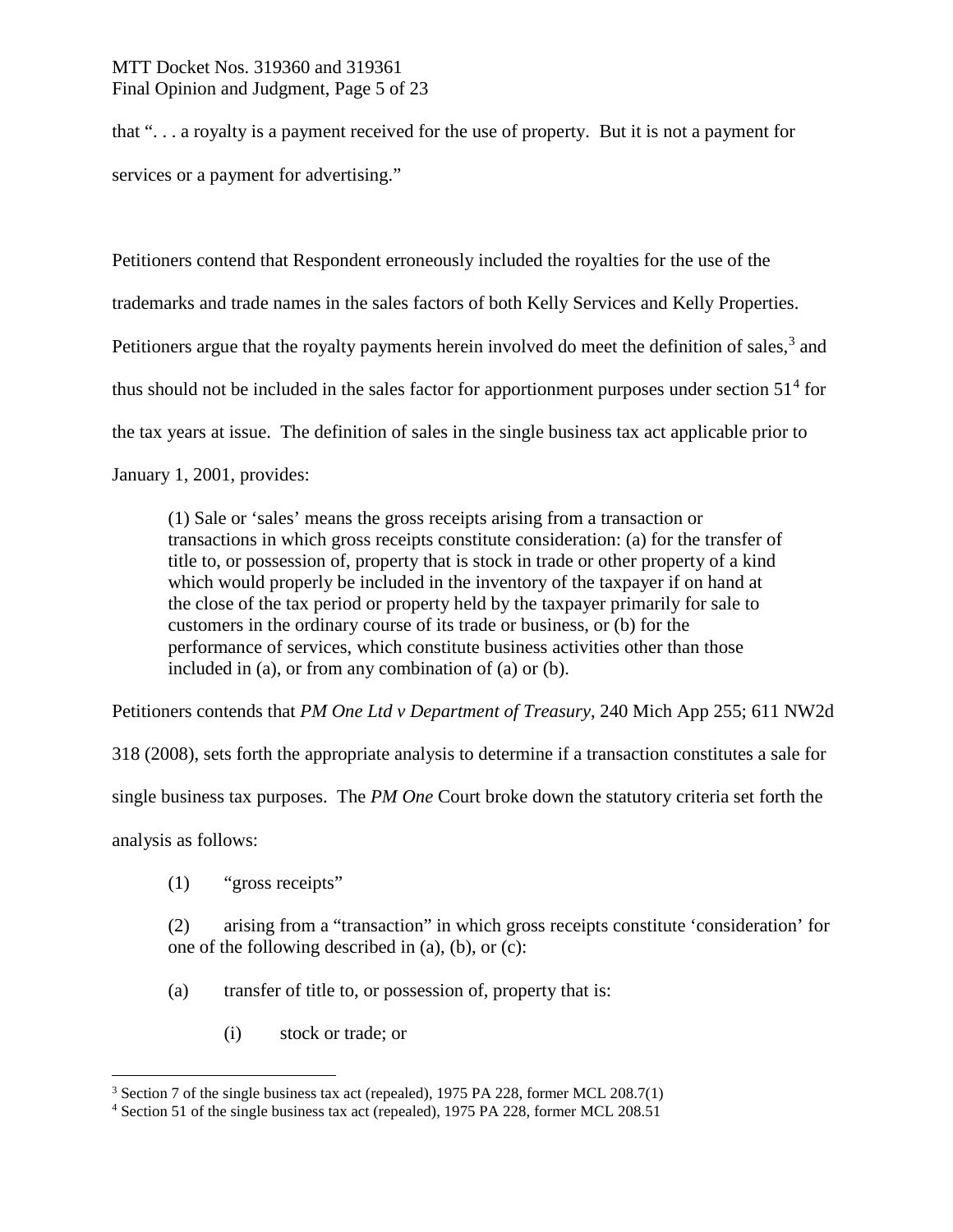that ". . . a royalty is a payment received for the use of property. But it is not a payment for services or a payment for advertising."

Petitioners contend that Respondent erroneously included the royalties for the use of the trademarks and trade names in the sales factors of both Kelly Services and Kelly Properties. Petitioners argue that the royalty payments herein involved do meet the definition of sales,[3] and thus should not be included in the sales factor for apportionment purposes under section 51[4] for the tax years at issue. The definition of sales in the single business tax act applicable prior to January 1, 2001, provides:

> (1) Sale or 'sales' means the gross receipts arising from a transaction or transactions in which gross receipts constitute consideration: (a) for the transfer of title to, or possession of, property that is stock in trade or other property of a kind which would properly be included in the inventory of the taxpayer if on hand at the close of the tax period or property held by the taxpayer primarily for sale to customers in the ordinary course of its trade or business, or (b) for the performance of services, which constitute business activities other than those included in (a), or from any combination of (a) or (b).

Petitioners contends that *PM One Ltd v Department of Treasury*, 240 Mich App 255; 611 NW2d 318 (2008), sets forth the appropriate analysis to determine if a transaction constitutes a sale for single business tax purposes. The *PM One* Court broke down the statutory criteria set forth the analysis as follows:

> (1) "gross receipts"
>
> (2) arising from a "transaction" in which gross receipts constitute 'consideration' for one of the following described in (a), (b), or (c):
>
> (a) transfer of title to, or possession of, property that is:
>
> (i) stock or trade; or

---

[3] Section 7 of the single business tax act (repealed), 1975 PA 228, former MCL 208.7(1)

[4] Section 51 of the single business tax act (repealed), 1975 PA 228, former MCL 208.51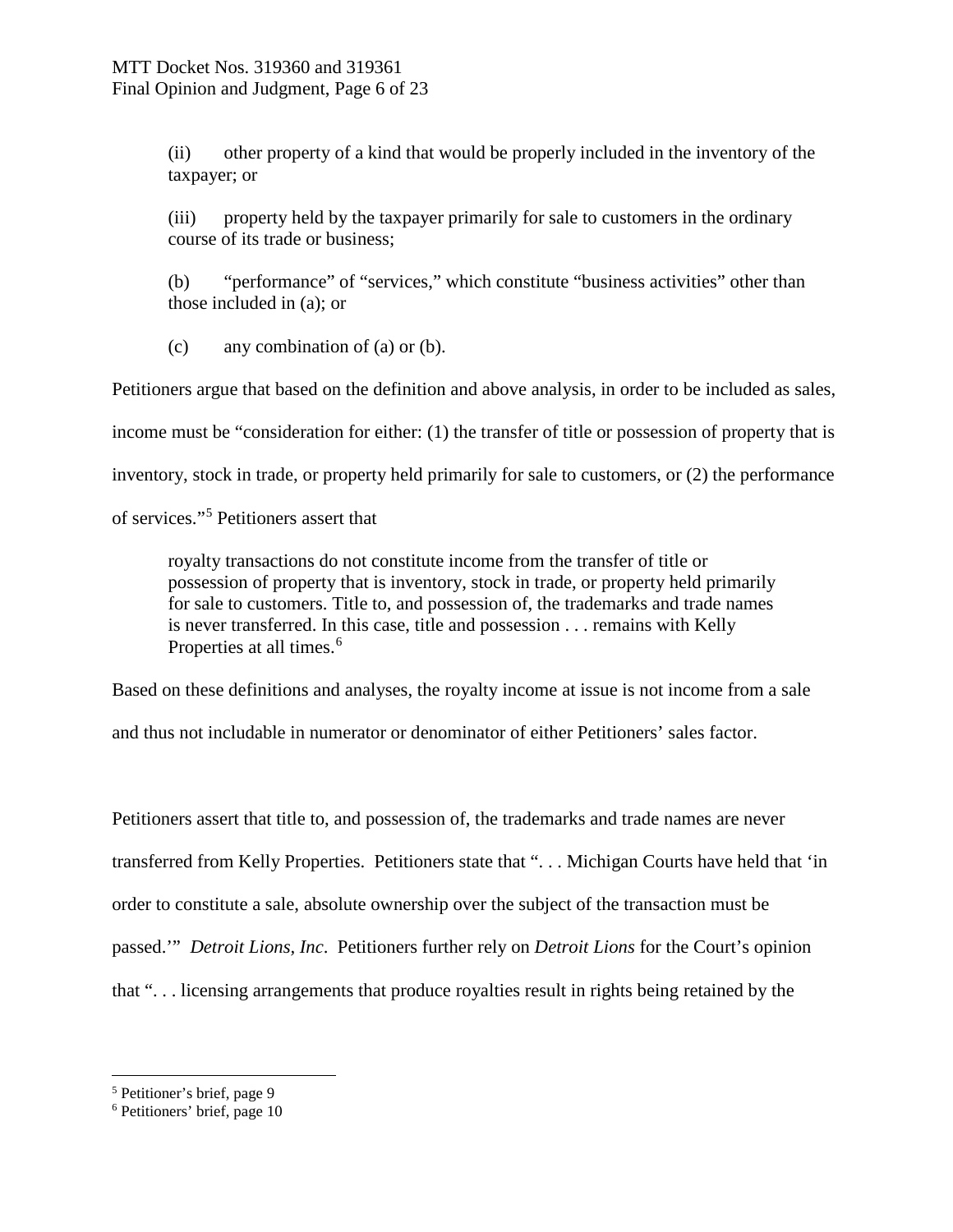> (ii) other property of a kind that would be properly included in the inventory of the taxpayer; or
>
> (iii) property held by the taxpayer primarily for sale to customers in the ordinary course of its trade or business;
>
> (b) "performance" of "services," which constitute "business activities" other than those included in (a); or
>
> (c) any combination of (a) or (b).

Petitioners argue that based on the definition and above analysis, in order to be included as sales, income must be "consideration for either: (1) the transfer of title or possession of property that is inventory, stock in trade, or property held primarily for sale to customers, or (2) the performance of services."[5] Petitioners assert that

> royalty transactions do not constitute income from the transfer of title or possession of property that is inventory, stock in trade, or property held primarily for sale to customers. Title to, and possession of, the trademarks and trade names is never transferred. In this case, title and possession . . . remains with Kelly Properties at all times.[6]

Based on these definitions and analyses, the royalty income at issue is not income from a sale and thus not includable in numerator or denominator of either Petitioners' sales factor.

Petitioners assert that title to, and possession of, the trademarks and trade names are never transferred from Kelly Properties. Petitioners state that ". . . Michigan Courts have held that 'in order to constitute a sale, absolute ownership over the subject of the transaction must be passed.'" *Detroit Lions, Inc*. Petitioners further rely on *Detroit Lions* for the Court's opinion that ". . . licensing arrangements that produce royalties result in rights being retained by the

---

[5] Petitioner's brief, page 9

[6] Petitioners' brief, page 10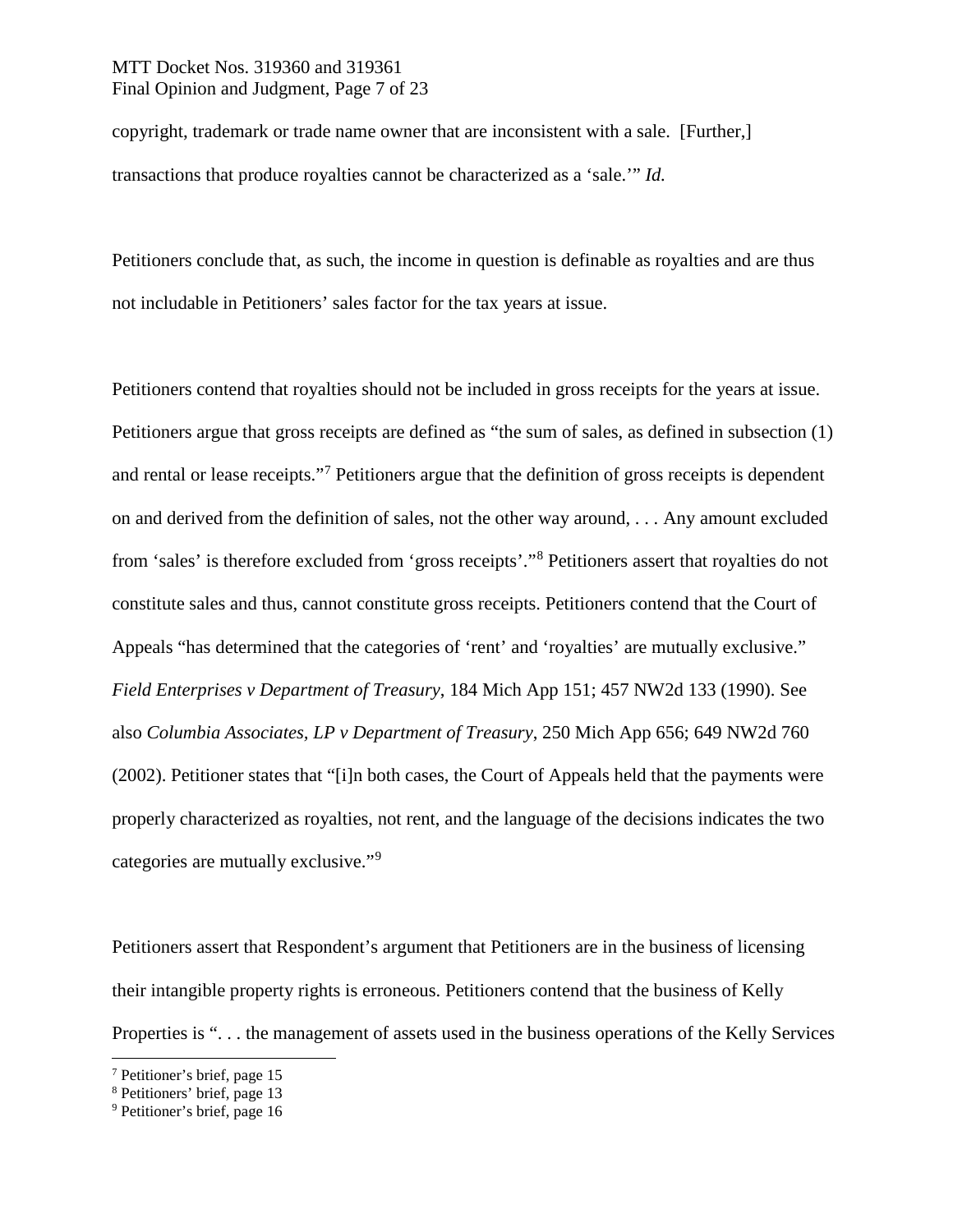copyright, trademark or trade name owner that are inconsistent with a sale. [Further,] transactions that produce royalties cannot be characterized as a 'sale.'" *Id.*

Petitioners conclude that, as such, the income in question is definable as royalties and are thus not includable in Petitioners' sales factor for the tax years at issue.

Petitioners contend that royalties should not be included in gross receipts for the years at issue. Petitioners argue that gross receipts are defined as "the sum of sales, as defined in subsection (1) and rental or lease receipts."[7] Petitioners argue that the definition of gross receipts is dependent on and derived from the definition of sales, not the other way around, . . . Any amount excluded from 'sales' is therefore excluded from 'gross receipts'."[8] Petitioners assert that royalties do not constitute sales and thus, cannot constitute gross receipts. Petitioners contend that the Court of Appeals "has determined that the categories of 'rent' and 'royalties' are mutually exclusive." *Field Enterprises v Department of Treasury*, 184 Mich App 151; 457 NW2d 133 (1990). See also *Columbia Associates, LP v Department of Treasury*, 250 Mich App 656; 649 NW2d 760 (2002). Petitioner states that "[i]n both cases, the Court of Appeals held that the payments were properly characterized as royalties, not rent, and the language of the decisions indicates the two categories are mutually exclusive."[9]

Petitioners assert that Respondent's argument that Petitioners are in the business of licensing their intangible property rights is erroneous. Petitioners contend that the business of Kelly Properties is ". . . the management of assets used in the business operations of the Kelly Services

[7] Petitioner's brief, page 15
[8] Petitioners' brief, page 13
[9] Petitioner's brief, page 16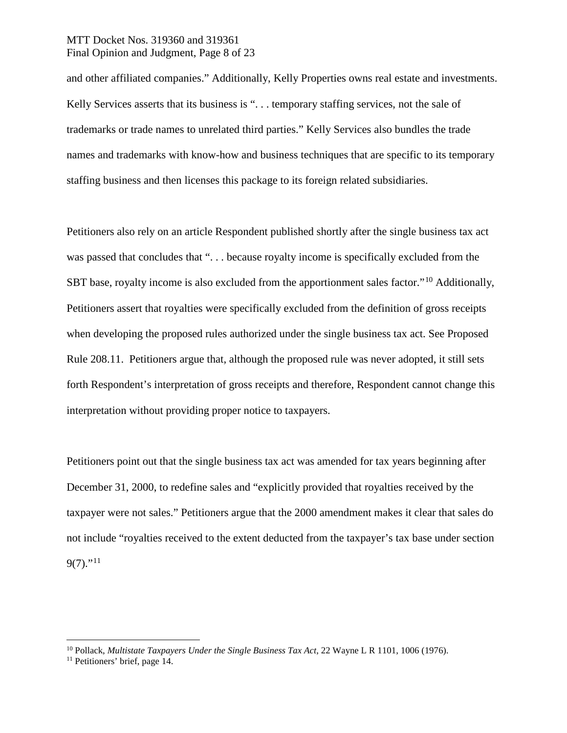and other affiliated companies." Additionally, Kelly Properties owns real estate and investments. Kelly Services asserts that its business is ". . . temporary staffing services, not the sale of trademarks or trade names to unrelated third parties." Kelly Services also bundles the trade names and trademarks with know-how and business techniques that are specific to its temporary staffing business and then licenses this package to its foreign related subsidiaries.

Petitioners also rely on an article Respondent published shortly after the single business tax act was passed that concludes that ". . . because royalty income is specifically excluded from the SBT base, royalty income is also excluded from the apportionment sales factor."[10] Additionally, Petitioners assert that royalties were specifically excluded from the definition of gross receipts when developing the proposed rules authorized under the single business tax act. See Proposed Rule 208.11. Petitioners argue that, although the proposed rule was never adopted, it still sets forth Respondent's interpretation of gross receipts and therefore, Respondent cannot change this interpretation without providing proper notice to taxpayers.

Petitioners point out that the single business tax act was amended for tax years beginning after December 31, 2000, to redefine sales and "explicitly provided that royalties received by the taxpayer were not sales." Petitioners argue that the 2000 amendment makes it clear that sales do not include "royalties received to the extent deducted from the taxpayer's tax base under section 9(7)."[11]

---

[10] Pollack, *Multistate Taxpayers Under the Single Business Tax Act*, 22 Wayne L R 1101, 1006 (1976).

[11] Petitioners' brief, page 14.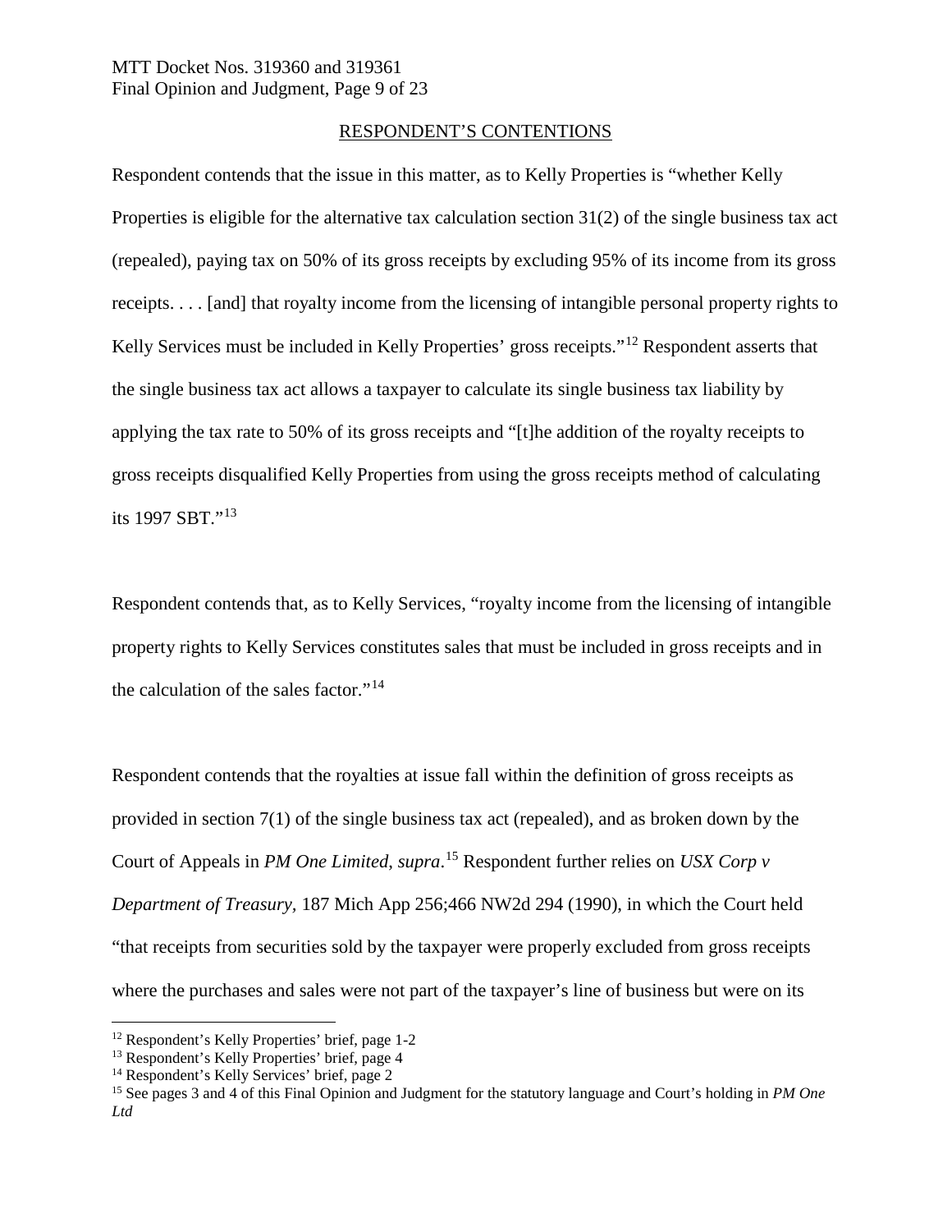## RESPONDENT'S CONTENTIONS

Respondent contends that the issue in this matter, as to Kelly Properties is "whether Kelly Properties is eligible for the alternative tax calculation section 31(2) of the single business tax act (repealed), paying tax on 50% of its gross receipts by excluding 95% of its income from its gross receipts. . . . [and] that royalty income from the licensing of intangible personal property rights to Kelly Services must be included in Kelly Properties' gross receipts."[12] Respondent asserts that the single business tax act allows a taxpayer to calculate its single business tax liability by applying the tax rate to 50% of its gross receipts and "[t]he addition of the royalty receipts to gross receipts disqualified Kelly Properties from using the gross receipts method of calculating its 1997 SBT."[13]

Respondent contends that, as to Kelly Services, "royalty income from the licensing of intangible property rights to Kelly Services constitutes sales that must be included in gross receipts and in the calculation of the sales factor."[14]

Respondent contends that the royalties at issue fall within the definition of gross receipts as provided in section 7(1) of the single business tax act (repealed), and as broken down by the Court of Appeals in *PM One Limited, supra*.[15] Respondent further relies on *USX Corp v Department of Treasury,* 187 Mich App 256;466 NW2d 294 (1990), in which the Court held "that receipts from securities sold by the taxpayer were properly excluded from gross receipts where the purchases and sales were not part of the taxpayer's line of business but were on its

---

[12] Respondent's Kelly Properties' brief, page 1-2

[13] Respondent's Kelly Properties' brief, page 4

[14] Respondent's Kelly Services' brief, page 2

[15] See pages 3 and 4 of this Final Opinion and Judgment for the statutory language and Court's holding in *PM One Ltd*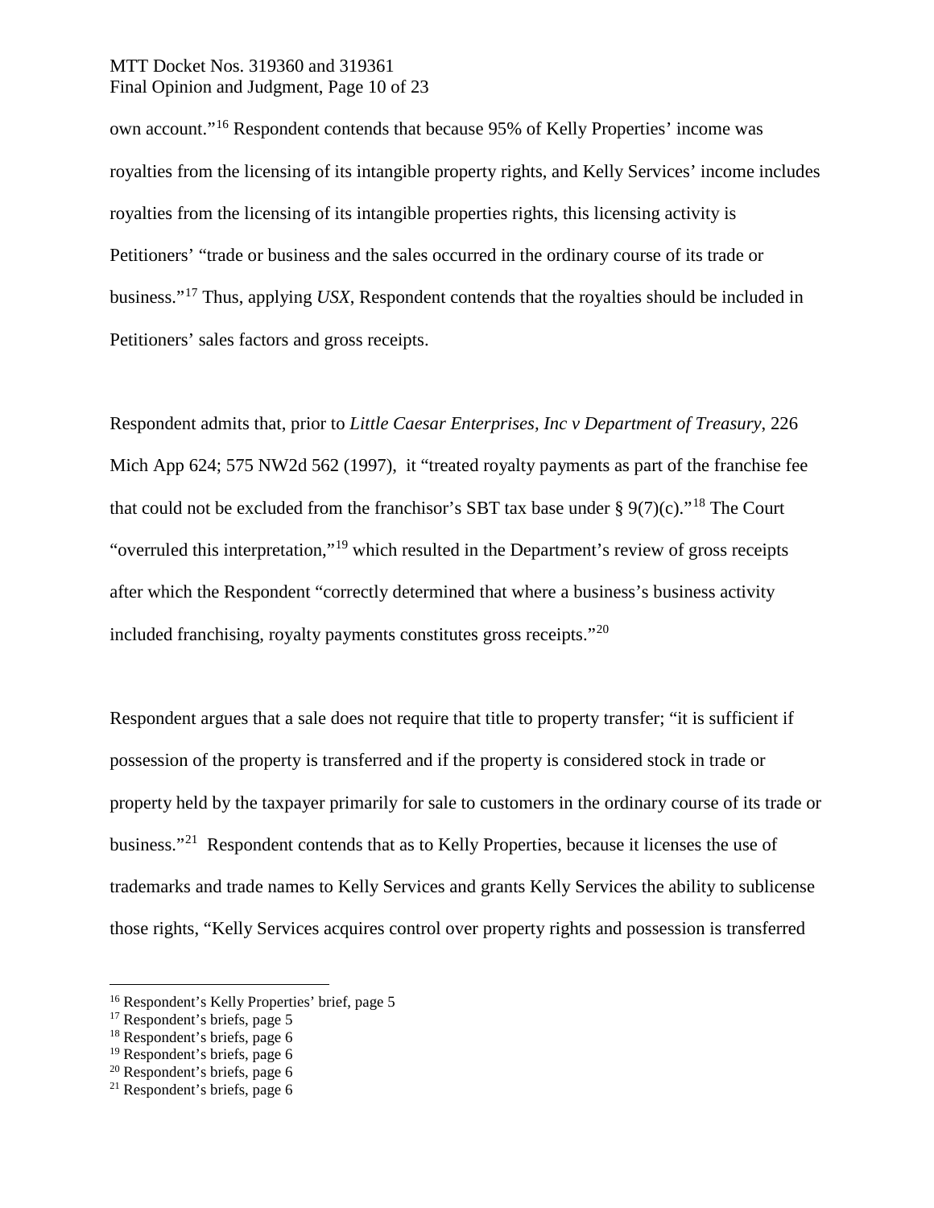own account."[16] Respondent contends that because 95% of Kelly Properties' income was royalties from the licensing of its intangible property rights, and Kelly Services' income includes royalties from the licensing of its intangible properties rights, this licensing activity is Petitioners' "trade or business and the sales occurred in the ordinary course of its trade or business."[17] Thus, applying *USX*, Respondent contends that the royalties should be included in Petitioners' sales factors and gross receipts.

Respondent admits that, prior to *Little Caesar Enterprises, Inc v Department of Treasury*, 226 Mich App 624; 575 NW2d 562 (1997), it "treated royalty payments as part of the franchise fee that could not be excluded from the franchisor's SBT tax base under § 9(7)(c)."[18] The Court "overruled this interpretation,"[19] which resulted in the Department's review of gross receipts after which the Respondent "correctly determined that where a business's business activity included franchising, royalty payments constitutes gross receipts."[20]

Respondent argues that a sale does not require that title to property transfer; "it is sufficient if possession of the property is transferred and if the property is considered stock in trade or property held by the taxpayer primarily for sale to customers in the ordinary course of its trade or business."[21] Respondent contends that as to Kelly Properties, because it licenses the use of trademarks and trade names to Kelly Services and grants Kelly Services the ability to sublicense those rights, "Kelly Services acquires control over property rights and possession is transferred

[16] Respondent's Kelly Properties' brief, page 5
[17] Respondent's briefs, page 5
[18] Respondent's briefs, page 6
[19] Respondent's briefs, page 6
[20] Respondent's briefs, page 6
[21] Respondent's briefs, page 6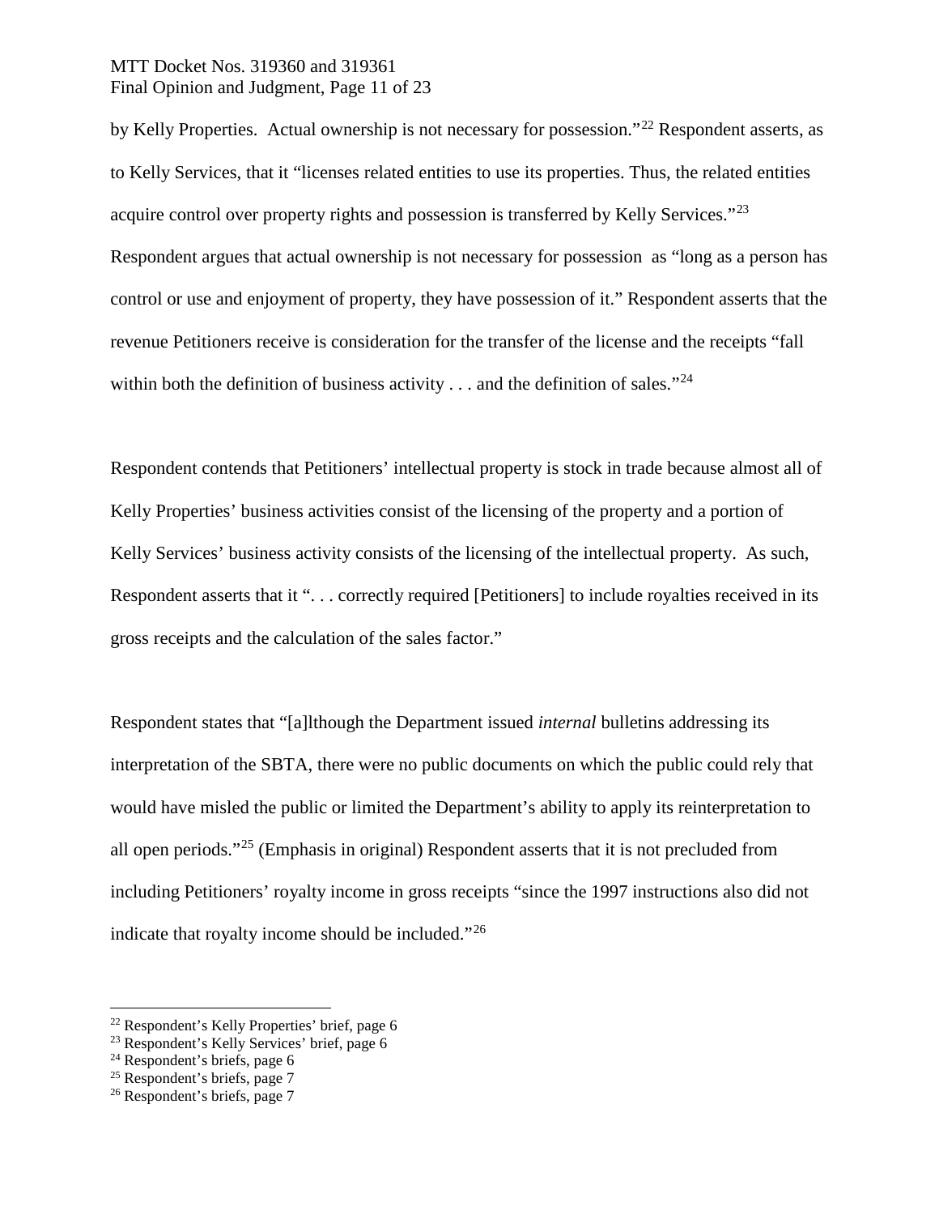by Kelly Properties. Actual ownership is not necessary for possession."[22] Respondent asserts, as to Kelly Services, that it "licenses related entities to use its properties. Thus, the related entities acquire control over property rights and possession is transferred by Kelly Services."[23] Respondent argues that actual ownership is not necessary for possession as "long as a person has control or use and enjoyment of property, they have possession of it." Respondent asserts that the revenue Petitioners receive is consideration for the transfer of the license and the receipts "fall within both the definition of business activity . . . and the definition of sales."[24]

Respondent contends that Petitioners' intellectual property is stock in trade because almost all of Kelly Properties' business activities consist of the licensing of the property and a portion of Kelly Services' business activity consists of the licensing of the intellectual property. As such, Respondent asserts that it ". . . correctly required [Petitioners] to include royalties received in its gross receipts and the calculation of the sales factor."

Respondent states that "[a]lthough the Department issued *internal* bulletins addressing its interpretation of the SBTA, there were no public documents on which the public could rely that would have misled the public or limited the Department's ability to apply its reinterpretation to all open periods."[25] (Emphasis in original) Respondent asserts that it is not precluded from including Petitioners' royalty income in gross receipts "since the 1997 instructions also did not indicate that royalty income should be included."[26]

---

[22] Respondent's Kelly Properties' brief, page 6

[23] Respondent's Kelly Services' brief, page 6

[24] Respondent's briefs, page 6

[25] Respondent's briefs, page 7

[26] Respondent's briefs, page 7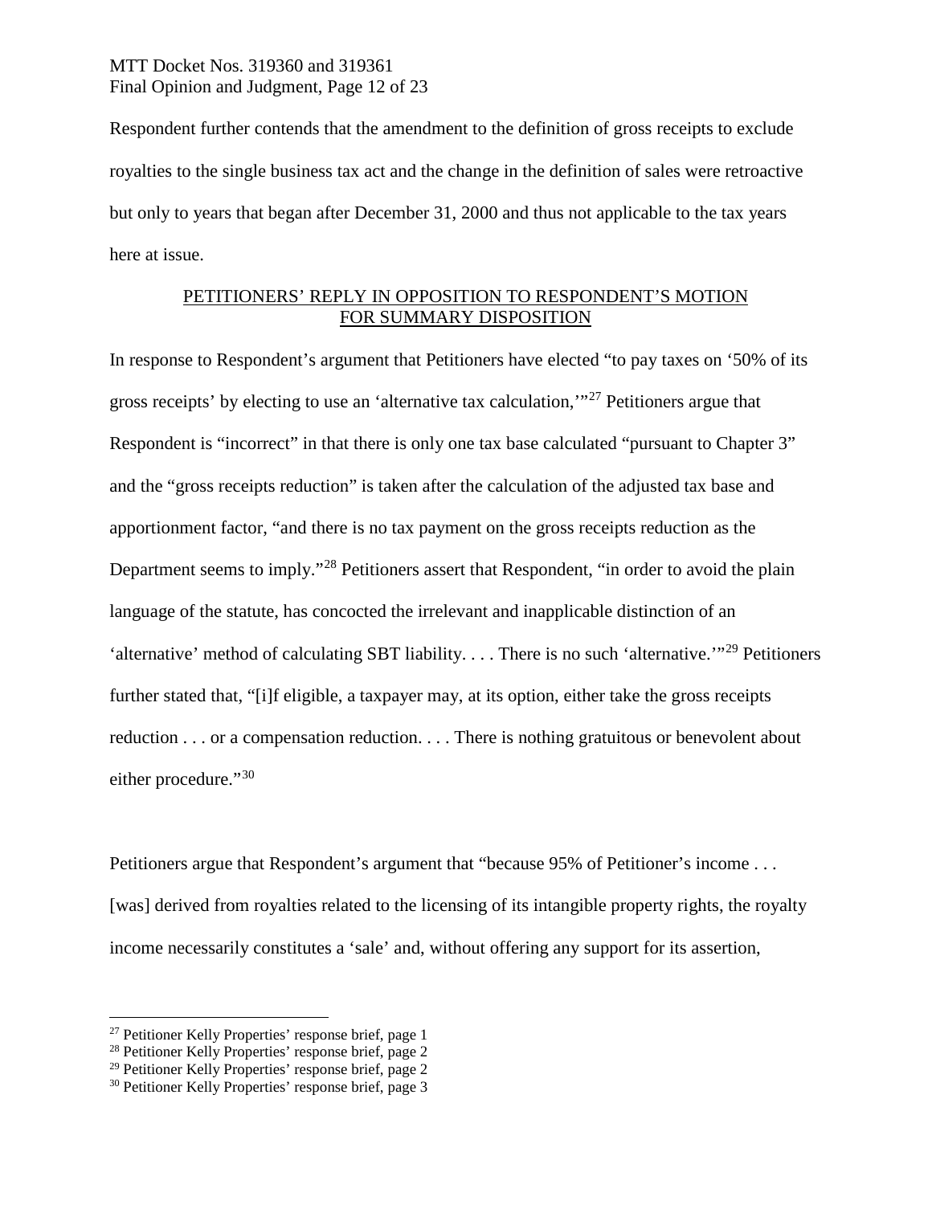Respondent further contends that the amendment to the definition of gross receipts to exclude royalties to the single business tax act and the change in the definition of sales were retroactive but only to years that began after December 31, 2000 and thus not applicable to the tax years here at issue.

<u>PETITIONERS' REPLY IN OPPOSITION TO RESPONDENT'S MOTION FOR SUMMARY DISPOSITION</u>

In response to Respondent's argument that Petitioners have elected "to pay taxes on '50% of its gross receipts' by electing to use an 'alternative tax calculation,'"[27] Petitioners argue that Respondent is "incorrect" in that there is only one tax base calculated "pursuant to Chapter 3" and the "gross receipts reduction" is taken after the calculation of the adjusted tax base and apportionment factor, "and there is no tax payment on the gross receipts reduction as the Department seems to imply."[28] Petitioners assert that Respondent, "in order to avoid the plain language of the statute, has concocted the irrelevant and inapplicable distinction of an 'alternative' method of calculating SBT liability. . . . There is no such 'alternative.'"[29] Petitioners further stated that, "[i]f eligible, a taxpayer may, at its option, either take the gross receipts reduction . . . or a compensation reduction. . . . There is nothing gratuitous or benevolent about either procedure."[30]

Petitioners argue that Respondent's argument that "because 95% of Petitioner's income . . . [was] derived from royalties related to the licensing of its intangible property rights, the royalty income necessarily constitutes a 'sale' and, without offering any support for its assertion,

[27] Petitioner Kelly Properties' response brief, page 1
[28] Petitioner Kelly Properties' response brief, page 2
[29] Petitioner Kelly Properties' response brief, page 2
[30] Petitioner Kelly Properties' response brief, page 3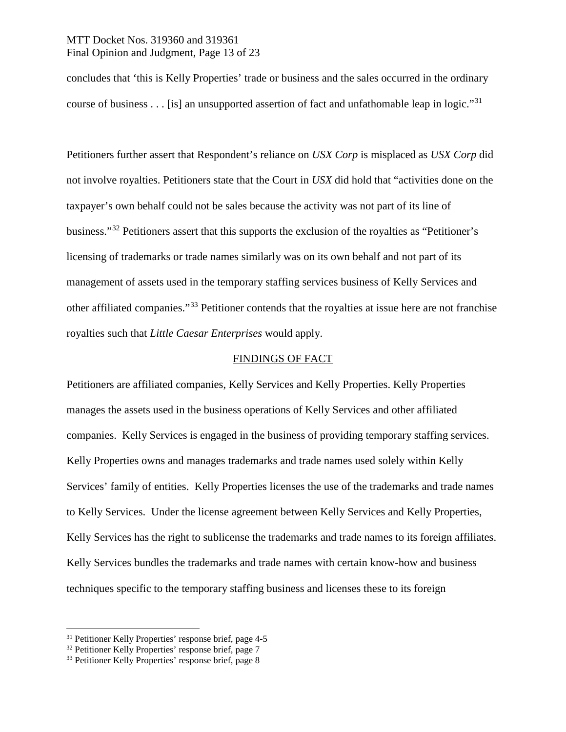concludes that 'this is Kelly Properties' trade or business and the sales occurred in the ordinary course of business . . . [is] an unsupported assertion of fact and unfathomable leap in logic."[31]

Petitioners further assert that Respondent's reliance on *USX Corp* is misplaced as *USX Corp* did not involve royalties. Petitioners state that the Court in *USX* did hold that "activities done on the taxpayer's own behalf could not be sales because the activity was not part of its line of business."[32] Petitioners assert that this supports the exclusion of the royalties as "Petitioner's licensing of trademarks or trade names similarly was on its own behalf and not part of its management of assets used in the temporary staffing services business of Kelly Services and other affiliated companies."[33] Petitioner contends that the royalties at issue here are not franchise royalties such that *Little Caesar Enterprises* would apply.

## FINDINGS OF FACT

Petitioners are affiliated companies, Kelly Services and Kelly Properties. Kelly Properties manages the assets used in the business operations of Kelly Services and other affiliated companies. Kelly Services is engaged in the business of providing temporary staffing services. Kelly Properties owns and manages trademarks and trade names used solely within Kelly Services' family of entities. Kelly Properties licenses the use of the trademarks and trade names to Kelly Services. Under the license agreement between Kelly Services and Kelly Properties, Kelly Services has the right to sublicense the trademarks and trade names to its foreign affiliates. Kelly Services bundles the trademarks and trade names with certain know-how and business techniques specific to the temporary staffing business and licenses these to its foreign

---

[31] Petitioner Kelly Properties' response brief, page 4-5

[32] Petitioner Kelly Properties' response brief, page 7

[33] Petitioner Kelly Properties' response brief, page 8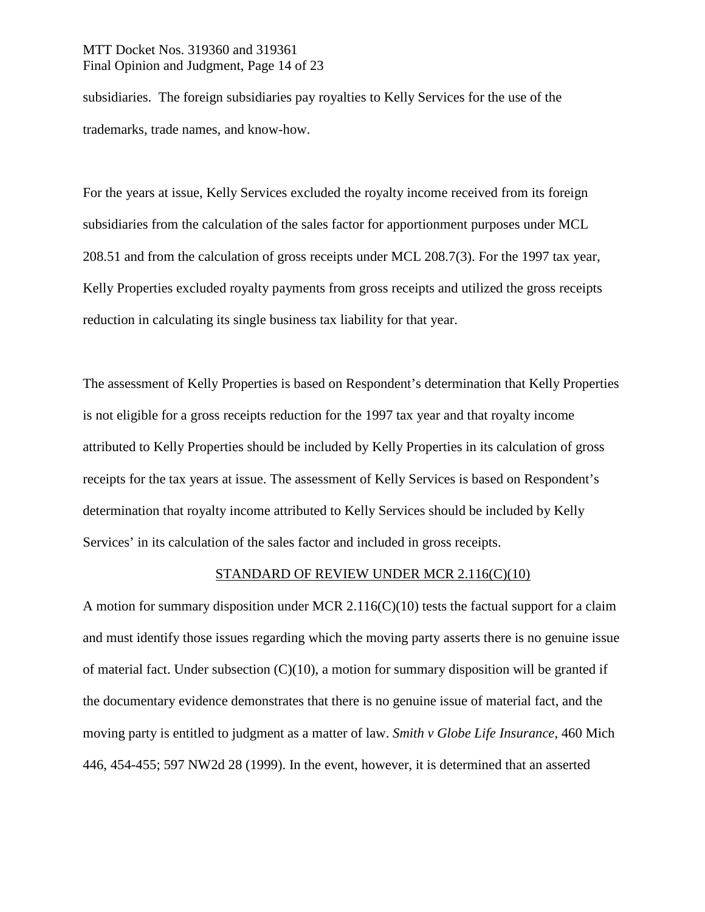subsidiaries. The foreign subsidiaries pay royalties to Kelly Services for the use of the trademarks, trade names, and know-how.

For the years at issue, Kelly Services excluded the royalty income received from its foreign subsidiaries from the calculation of the sales factor for apportionment purposes under MCL 208.51 and from the calculation of gross receipts under MCL 208.7(3). For the 1997 tax year, Kelly Properties excluded royalty payments from gross receipts and utilized the gross receipts reduction in calculating its single business tax liability for that year.

The assessment of Kelly Properties is based on Respondent's determination that Kelly Properties is not eligible for a gross receipts reduction for the 1997 tax year and that royalty income attributed to Kelly Properties should be included by Kelly Properties in its calculation of gross receipts for the tax years at issue. The assessment of Kelly Services is based on Respondent's determination that royalty income attributed to Kelly Services should be included by Kelly Services' in its calculation of the sales factor and included in gross receipts.

## STANDARD OF REVIEW UNDER MCR 2.116(C)(10)

A motion for summary disposition under MCR 2.116(C)(10) tests the factual support for a claim and must identify those issues regarding which the moving party asserts there is no genuine issue of material fact. Under subsection (C)(10), a motion for summary disposition will be granted if the documentary evidence demonstrates that there is no genuine issue of material fact, and the moving party is entitled to judgment as a matter of law. *Smith v Globe Life Insurance*, 460 Mich 446, 454-455; 597 NW2d 28 (1999). In the event, however, it is determined that an asserted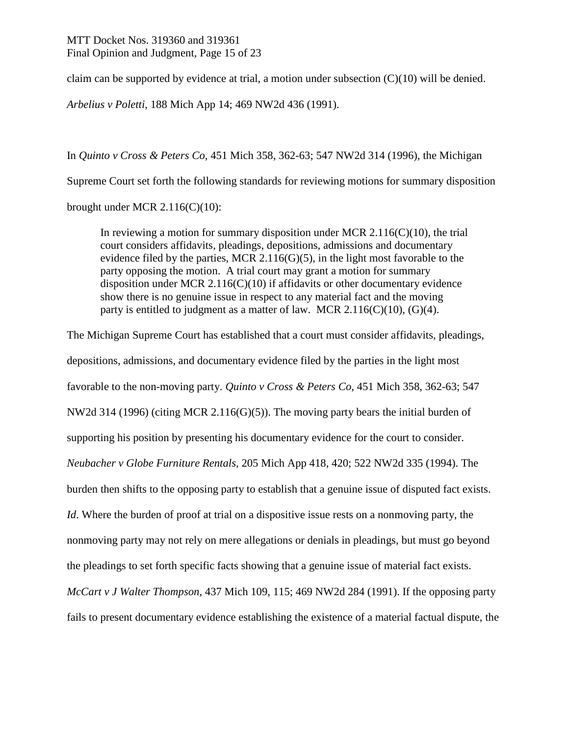claim can be supported by evidence at trial, a motion under subsection (C)(10) will be denied. *Arbelius v Poletti*, 188 Mich App 14; 469 NW2d 436 (1991).

In *Quinto v Cross & Peters Co*, 451 Mich 358, 362-63; 547 NW2d 314 (1996), the Michigan Supreme Court set forth the following standards for reviewing motions for summary disposition brought under MCR 2.116(C)(10):

> In reviewing a motion for summary disposition under MCR 2.116(C)(10), the trial court considers affidavits, pleadings, depositions, admissions and documentary evidence filed by the parties, MCR 2.116(G)(5), in the light most favorable to the party opposing the motion. A trial court may grant a motion for summary disposition under MCR 2.116(C)(10) if affidavits or other documentary evidence show there is no genuine issue in respect to any material fact and the moving party is entitled to judgment as a matter of law. MCR 2.116(C)(10), (G)(4).

The Michigan Supreme Court has established that a court must consider affidavits, pleadings, depositions, admissions, and documentary evidence filed by the parties in the light most favorable to the non-moving party. *Quinto v Cross & Peters Co*, 451 Mich 358, 362-63; 547 NW2d 314 (1996) (citing MCR 2.116(G)(5)). The moving party bears the initial burden of supporting his position by presenting his documentary evidence for the court to consider. *Neubacher v Globe Furniture Rentals*, 205 Mich App 418, 420; 522 NW2d 335 (1994). The burden then shifts to the opposing party to establish that a genuine issue of disputed fact exists. *Id*. Where the burden of proof at trial on a dispositive issue rests on a nonmoving party, the nonmoving party may not rely on mere allegations or denials in pleadings, but must go beyond the pleadings to set forth specific facts showing that a genuine issue of material fact exists. *McCart v J Walter Thompson*, 437 Mich 109, 115; 469 NW2d 284 (1991). If the opposing party fails to present documentary evidence establishing the existence of a material factual dispute, the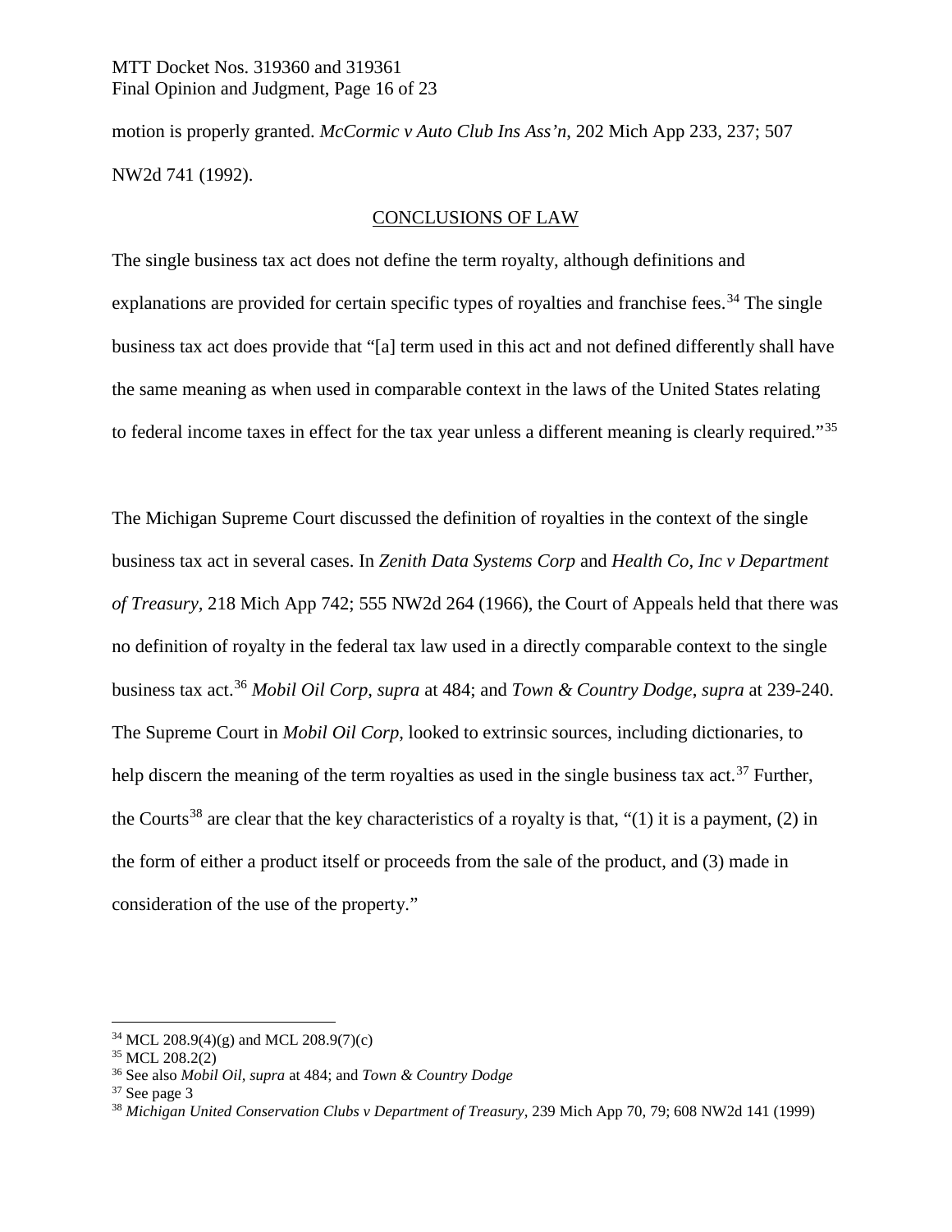motion is properly granted. *McCormic v Auto Club Ins Ass'n*, 202 Mich App 233, 237; 507 NW2d 741 (1992).

## CONCLUSIONS OF LAW

The single business tax act does not define the term royalty, although definitions and explanations are provided for certain specific types of royalties and franchise fees.[34] The single business tax act does provide that "[a] term used in this act and not defined differently shall have the same meaning as when used in comparable context in the laws of the United States relating to federal income taxes in effect for the tax year unless a different meaning is clearly required."[35]

The Michigan Supreme Court discussed the definition of royalties in the context of the single business tax act in several cases. In *Zenith Data Systems Corp* and *Health Co, Inc v Department of Treasury*, 218 Mich App 742; 555 NW2d 264 (1966), the Court of Appeals held that there was no definition of royalty in the federal tax law used in a directly comparable context to the single business tax act.[36] *Mobil Oil Corp*, *supra* at 484; and *Town & Country Dodge*, *supra* at 239-240. The Supreme Court in *Mobil Oil Corp*, looked to extrinsic sources, including dictionaries, to help discern the meaning of the term royalties as used in the single business tax act.[37] Further, the Courts[38] are clear that the key characteristics of a royalty is that, "(1) it is a payment, (2) in the form of either a product itself or proceeds from the sale of the product, and (3) made in consideration of the use of the property."

---

[34] MCL 208.9(4)(g) and MCL 208.9(7)(c)

[35] MCL 208.2(2)

[36] See also *Mobil Oil*, *supra* at 484; and *Town & Country Dodge*

[37] See page 3

[38] *Michigan United Conservation Clubs v Department of Treasury*, 239 Mich App 70, 79; 608 NW2d 141 (1999)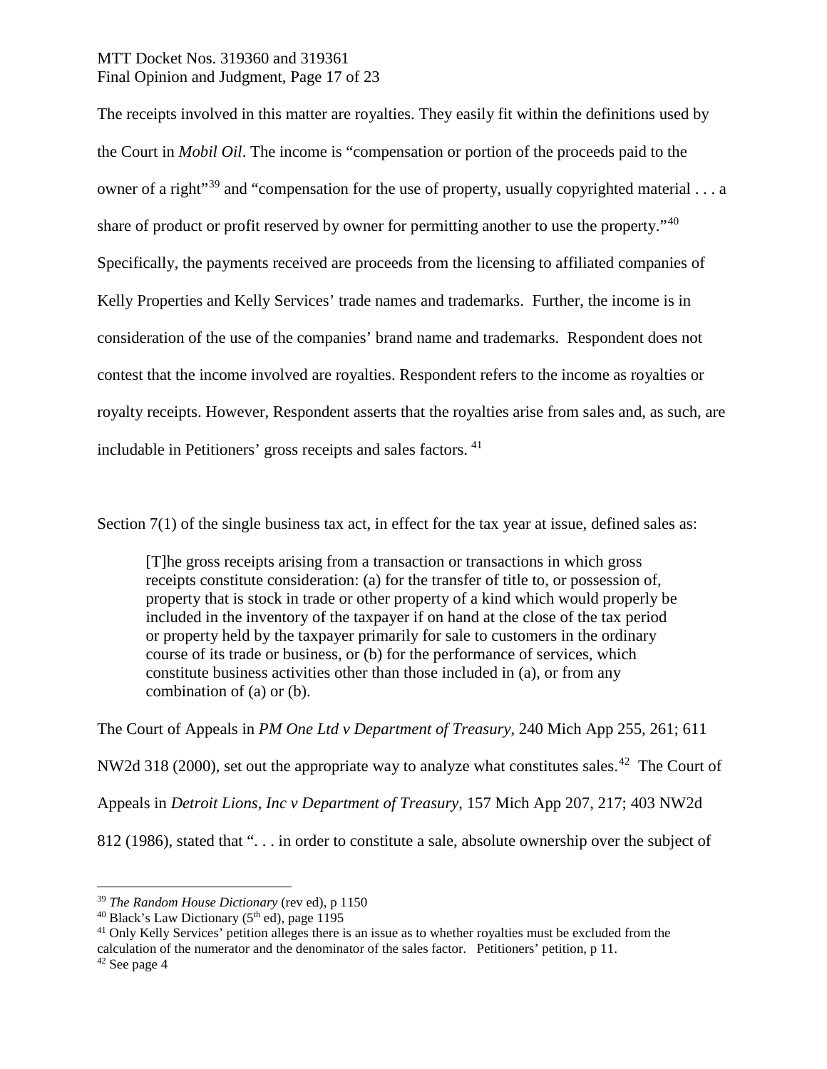The receipts involved in this matter are royalties. They easily fit within the definitions used by the Court in *Mobil Oil*. The income is "compensation or portion of the proceeds paid to the owner of a right"[39] and "compensation for the use of property, usually copyrighted material . . . a share of product or profit reserved by owner for permitting another to use the property."[40] Specifically, the payments received are proceeds from the licensing to affiliated companies of Kelly Properties and Kelly Services' trade names and trademarks. Further, the income is in consideration of the use of the companies' brand name and trademarks. Respondent does not contest that the income involved are royalties. Respondent refers to the income as royalties or royalty receipts. However, Respondent asserts that the royalties arise from sales and, as such, are includable in Petitioners' gross receipts and sales factors.[41]

Section 7(1) of the single business tax act, in effect for the tax year at issue, defined sales as:

> [T]he gross receipts arising from a transaction or transactions in which gross receipts constitute consideration: (a) for the transfer of title to, or possession of, property that is stock in trade or other property of a kind which would properly be included in the inventory of the taxpayer if on hand at the close of the tax period or property held by the taxpayer primarily for sale to customers in the ordinary course of its trade or business, or (b) for the performance of services, which constitute business activities other than those included in (a), or from any combination of (a) or (b).

The Court of Appeals in *PM One Ltd v Department of Treasury*, 240 Mich App 255, 261; 611 NW2d 318 (2000), set out the appropriate way to analyze what constitutes sales.[42] The Court of Appeals in *Detroit Lions, Inc v Department of Treasury*, 157 Mich App 207, 217; 403 NW2d 812 (1986), stated that ". . . in order to constitute a sale, absolute ownership over the subject of

---

[39] *The Random House Dictionary* (rev ed), p 1150

[40] Black's Law Dictionary (5th ed), page 1195

[41] Only Kelly Services' petition alleges there is an issue as to whether royalties must be excluded from the calculation of the numerator and the denominator of the sales factor. Petitioners' petition, p 11.

[42] See page 4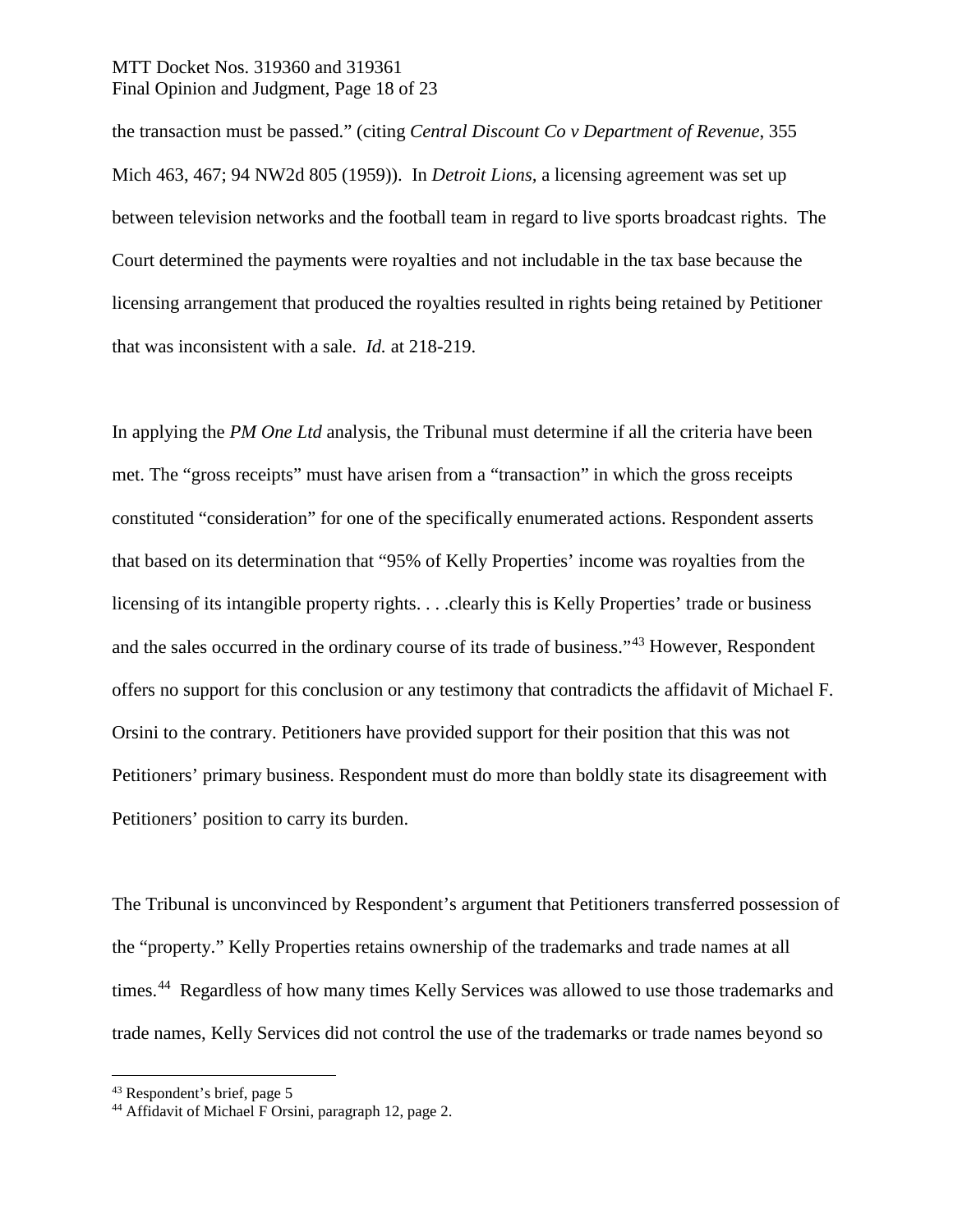the transaction must be passed." (citing *Central Discount Co v Department of Revenue*, 355 Mich 463, 467; 94 NW2d 805 (1959)). In *Detroit Lions*, a licensing agreement was set up between television networks and the football team in regard to live sports broadcast rights. The Court determined the payments were royalties and not includable in the tax base because the licensing arrangement that produced the royalties resulted in rights being retained by Petitioner that was inconsistent with a sale. *Id.* at 218-219.

In applying the *PM One Ltd* analysis, the Tribunal must determine if all the criteria have been met. The "gross receipts" must have arisen from a "transaction" in which the gross receipts constituted "consideration" for one of the specifically enumerated actions. Respondent asserts that based on its determination that "95% of Kelly Properties' income was royalties from the licensing of its intangible property rights. . . .clearly this is Kelly Properties' trade or business and the sales occurred in the ordinary course of its trade of business."[43] However, Respondent offers no support for this conclusion or any testimony that contradicts the affidavit of Michael F. Orsini to the contrary. Petitioners have provided support for their position that this was not Petitioners' primary business. Respondent must do more than boldly state its disagreement with Petitioners' position to carry its burden.

The Tribunal is unconvinced by Respondent's argument that Petitioners transferred possession of the "property." Kelly Properties retains ownership of the trademarks and trade names at all times.[44] Regardless of how many times Kelly Services was allowed to use those trademarks and trade names, Kelly Services did not control the use of the trademarks or trade names beyond so

[43] Respondent's brief, page 5

[44] Affidavit of Michael F Orsini, paragraph 12, page 2.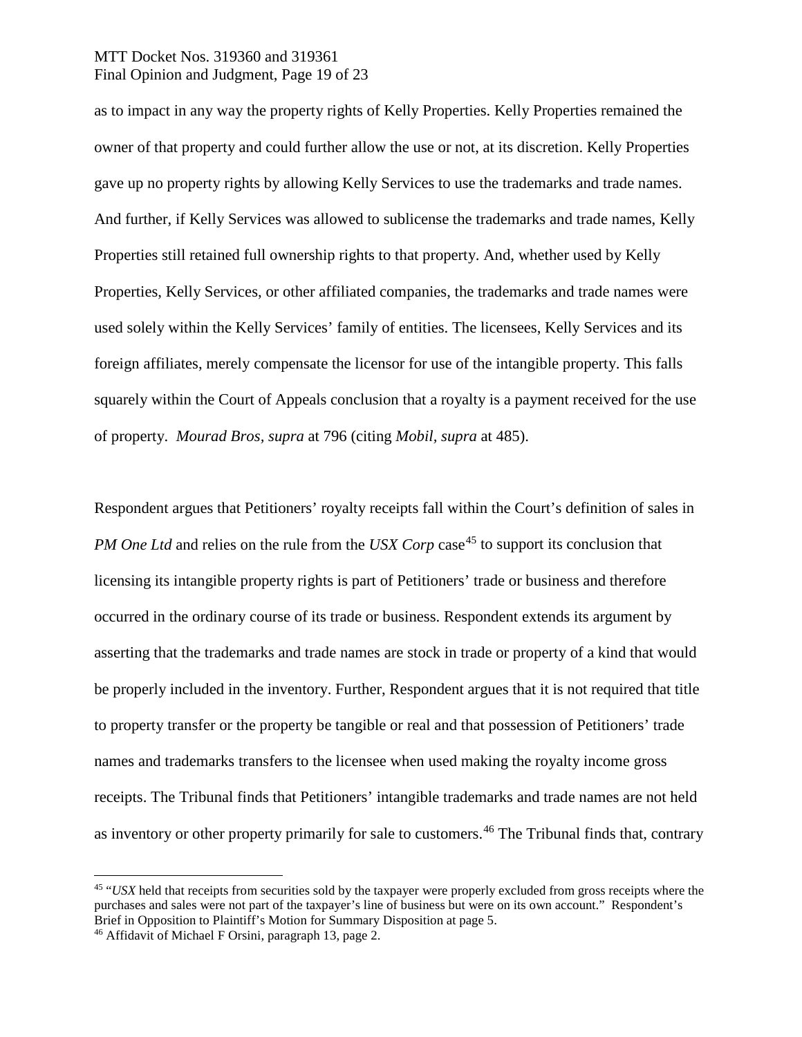as to impact in any way the property rights of Kelly Properties. Kelly Properties remained the owner of that property and could further allow the use or not, at its discretion. Kelly Properties gave up no property rights by allowing Kelly Services to use the trademarks and trade names. And further, if Kelly Services was allowed to sublicense the trademarks and trade names, Kelly Properties still retained full ownership rights to that property. And, whether used by Kelly Properties, Kelly Services, or other affiliated companies, the trademarks and trade names were used solely within the Kelly Services' family of entities. The licensees, Kelly Services and its foreign affiliates, merely compensate the licensor for use of the intangible property. This falls squarely within the Court of Appeals conclusion that a royalty is a payment received for the use of property. *Mourad Bros, supra* at 796 (citing *Mobil, supra* at 485).

Respondent argues that Petitioners' royalty receipts fall within the Court's definition of sales in *PM One Ltd* and relies on the rule from the *USX Corp* case[45] to support its conclusion that licensing its intangible property rights is part of Petitioners' trade or business and therefore occurred in the ordinary course of its trade or business. Respondent extends its argument by asserting that the trademarks and trade names are stock in trade or property of a kind that would be properly included in the inventory. Further, Respondent argues that it is not required that title to property transfer or the property be tangible or real and that possession of Petitioners' trade names and trademarks transfers to the licensee when used making the royalty income gross receipts. The Tribunal finds that Petitioners' intangible trademarks and trade names are not held as inventory or other property primarily for sale to customers.[46] The Tribunal finds that, contrary

---

[45] "*USX* held that receipts from securities sold by the taxpayer were properly excluded from gross receipts where the purchases and sales were not part of the taxpayer's line of business but were on its own account." Respondent's Brief in Opposition to Plaintiff's Motion for Summary Disposition at page 5.

[46] Affidavit of Michael F Orsini, paragraph 13, page 2.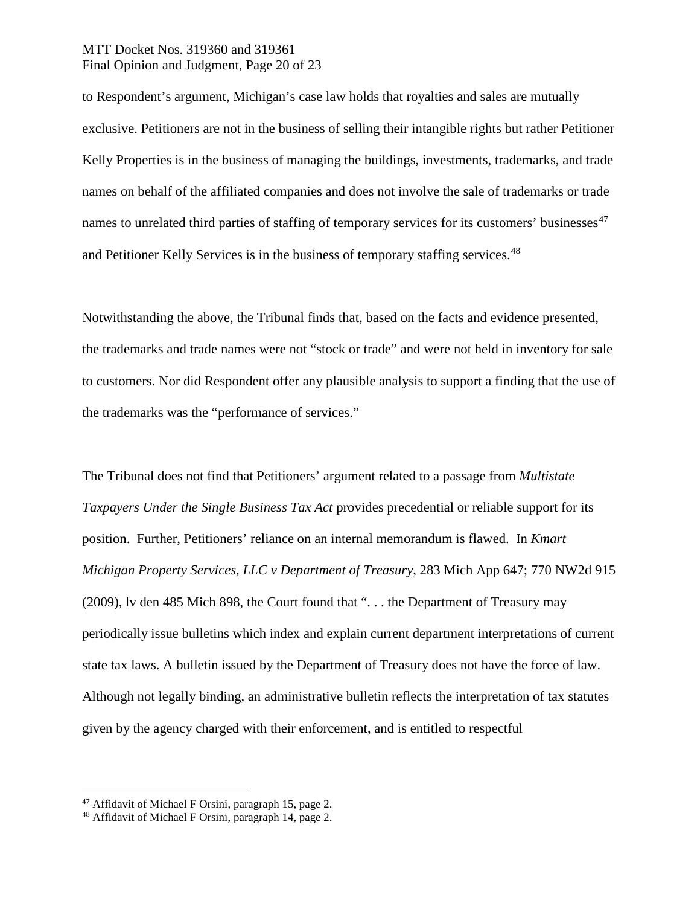to Respondent's argument, Michigan's case law holds that royalties and sales are mutually exclusive. Petitioners are not in the business of selling their intangible rights but rather Petitioner Kelly Properties is in the business of managing the buildings, investments, trademarks, and trade names on behalf of the affiliated companies and does not involve the sale of trademarks or trade names to unrelated third parties of staffing of temporary services for its customers' businesses[47] and Petitioner Kelly Services is in the business of temporary staffing services.[48]

Notwithstanding the above, the Tribunal finds that, based on the facts and evidence presented, the trademarks and trade names were not "stock or trade" and were not held in inventory for sale to customers. Nor did Respondent offer any plausible analysis to support a finding that the use of the trademarks was the "performance of services."

The Tribunal does not find that Petitioners' argument related to a passage from *Multistate Taxpayers Under the Single Business Tax Act* provides precedential or reliable support for its position. Further, Petitioners' reliance on an internal memorandum is flawed. In *Kmart Michigan Property Services, LLC v Department of Treasury*, 283 Mich App 647; 770 NW2d 915 (2009), lv den 485 Mich 898, the Court found that ". . . the Department of Treasury may periodically issue bulletins which index and explain current department interpretations of current state tax laws. A bulletin issued by the Department of Treasury does not have the force of law. Although not legally binding, an administrative bulletin reflects the interpretation of tax statutes given by the agency charged with their enforcement, and is entitled to respectful

[47] Affidavit of Michael F Orsini, paragraph 15, page 2.

[48] Affidavit of Michael F Orsini, paragraph 14, page 2.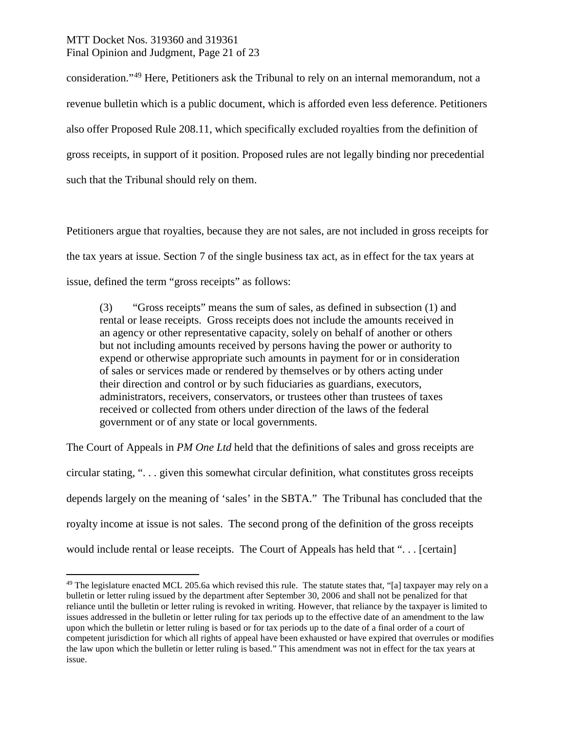consideration."[49] Here, Petitioners ask the Tribunal to rely on an internal memorandum, not a revenue bulletin which is a public document, which is afforded even less deference. Petitioners also offer Proposed Rule 208.11, which specifically excluded royalties from the definition of gross receipts, in support of it position. Proposed rules are not legally binding nor precedential such that the Tribunal should rely on them.

Petitioners argue that royalties, because they are not sales, are not included in gross receipts for the tax years at issue. Section 7 of the single business tax act, as in effect for the tax years at issue, defined the term "gross receipts" as follows:

> (3) "Gross receipts" means the sum of sales, as defined in subsection (1) and rental or lease receipts. Gross receipts does not include the amounts received in an agency or other representative capacity, solely on behalf of another or others but not including amounts received by persons having the power or authority to expend or otherwise appropriate such amounts in payment for or in consideration of sales or services made or rendered by themselves or by others acting under their direction and control or by such fiduciaries as guardians, executors, administrators, receivers, conservators, or trustees other than trustees of taxes received or collected from others under direction of the laws of the federal government or of any state or local governments.

The Court of Appeals in *PM One Ltd* held that the definitions of sales and gross receipts are circular stating, ". . . given this somewhat circular definition, what constitutes gross receipts depends largely on the meaning of 'sales' in the SBTA." The Tribunal has concluded that the royalty income at issue is not sales. The second prong of the definition of the gross receipts would include rental or lease receipts. The Court of Appeals has held that ". . . [certain]

---

[49] The legislature enacted MCL 205.6a which revised this rule. The statute states that, "[a] taxpayer may rely on a bulletin or letter ruling issued by the department after September 30, 2006 and shall not be penalized for that reliance until the bulletin or letter ruling is revoked in writing. However, that reliance by the taxpayer is limited to issues addressed in the bulletin or letter ruling for tax periods up to the effective date of an amendment to the law upon which the bulletin or letter ruling is based or for tax periods up to the date of a final order of a court of competent jurisdiction for which all rights of appeal have been exhausted or have expired that overrules or modifies the law upon which the bulletin or letter ruling is based." This amendment was not in effect for the tax years at issue.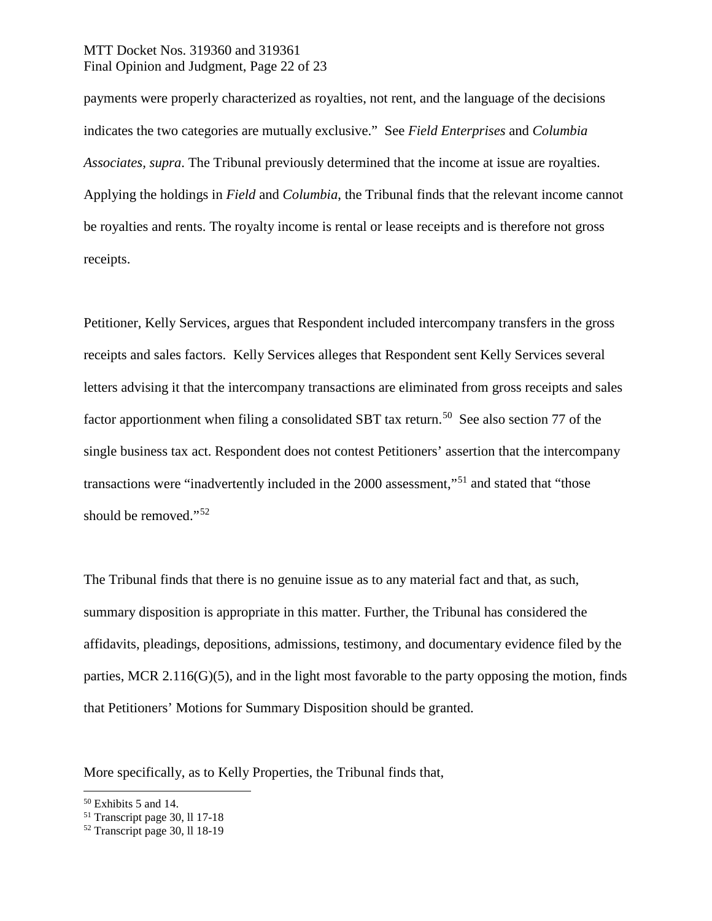payments were properly characterized as royalties, not rent, and the language of the decisions indicates the two categories are mutually exclusive." See *Field Enterprises* and *Columbia Associates, supra*. The Tribunal previously determined that the income at issue are royalties. Applying the holdings in *Field* and *Columbia*, the Tribunal finds that the relevant income cannot be royalties and rents. The royalty income is rental or lease receipts and is therefore not gross receipts.

Petitioner, Kelly Services, argues that Respondent included intercompany transfers in the gross receipts and sales factors. Kelly Services alleges that Respondent sent Kelly Services several letters advising it that the intercompany transactions are eliminated from gross receipts and sales factor apportionment when filing a consolidated SBT tax return.[50] See also section 77 of the single business tax act. Respondent does not contest Petitioners' assertion that the intercompany transactions were "inadvertently included in the 2000 assessment,"[51] and stated that "those should be removed."[52]

The Tribunal finds that there is no genuine issue as to any material fact and that, as such, summary disposition is appropriate in this matter. Further, the Tribunal has considered the affidavits, pleadings, depositions, admissions, testimony, and documentary evidence filed by the parties, MCR 2.116(G)(5), and in the light most favorable to the party opposing the motion, finds that Petitioners' Motions for Summary Disposition should be granted.

More specifically, as to Kelly Properties, the Tribunal finds that,

---

[50] Exhibits 5 and 14.

[51] Transcript page 30, ll 17-18

[52] Transcript page 30, ll 18-19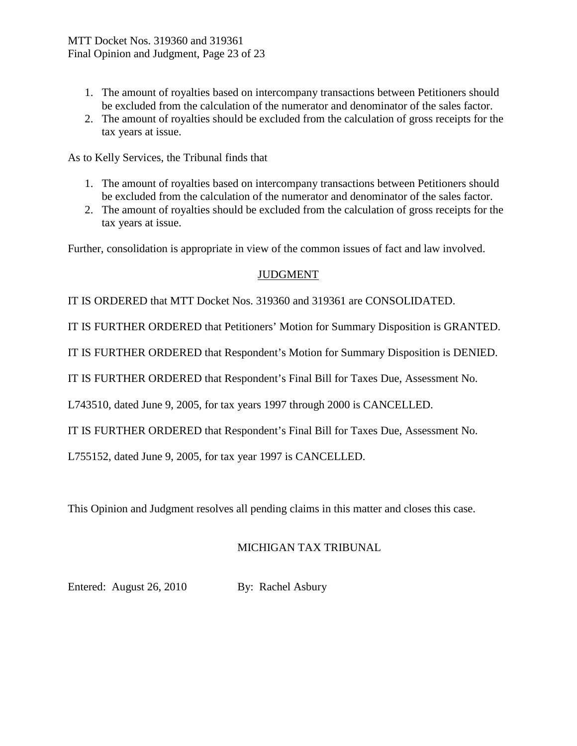1. The amount of royalties based on intercompany transactions between Petitioners should be excluded from the calculation of the numerator and denominator of the sales factor.
2. The amount of royalties should be excluded from the calculation of gross receipts for the tax years at issue.

As to Kelly Services, the Tribunal finds that

1. The amount of royalties based on intercompany transactions between Petitioners should be excluded from the calculation of the numerator and denominator of the sales factor.
2. The amount of royalties should be excluded from the calculation of gross receipts for the tax years at issue.

Further, consolidation is appropriate in view of the common issues of fact and law involved.

## JUDGMENT

IT IS ORDERED that MTT Docket Nos. 319360 and 319361 are CONSOLIDATED.

IT IS FURTHER ORDERED that Petitioners' Motion for Summary Disposition is GRANTED.

IT IS FURTHER ORDERED that Respondent's Motion for Summary Disposition is DENIED.

IT IS FURTHER ORDERED that Respondent's Final Bill for Taxes Due, Assessment No. L743510, dated June 9, 2005, for tax years 1997 through 2000 is CANCELLED.

IT IS FURTHER ORDERED that Respondent's Final Bill for Taxes Due, Assessment No. L755152, dated June 9, 2005, for tax year 1997 is CANCELLED.

This Opinion and Judgment resolves all pending claims in this matter and closes this case.

MICHIGAN TAX TRIBUNAL

Entered: August 26, 2010 By: Rachel Asbury